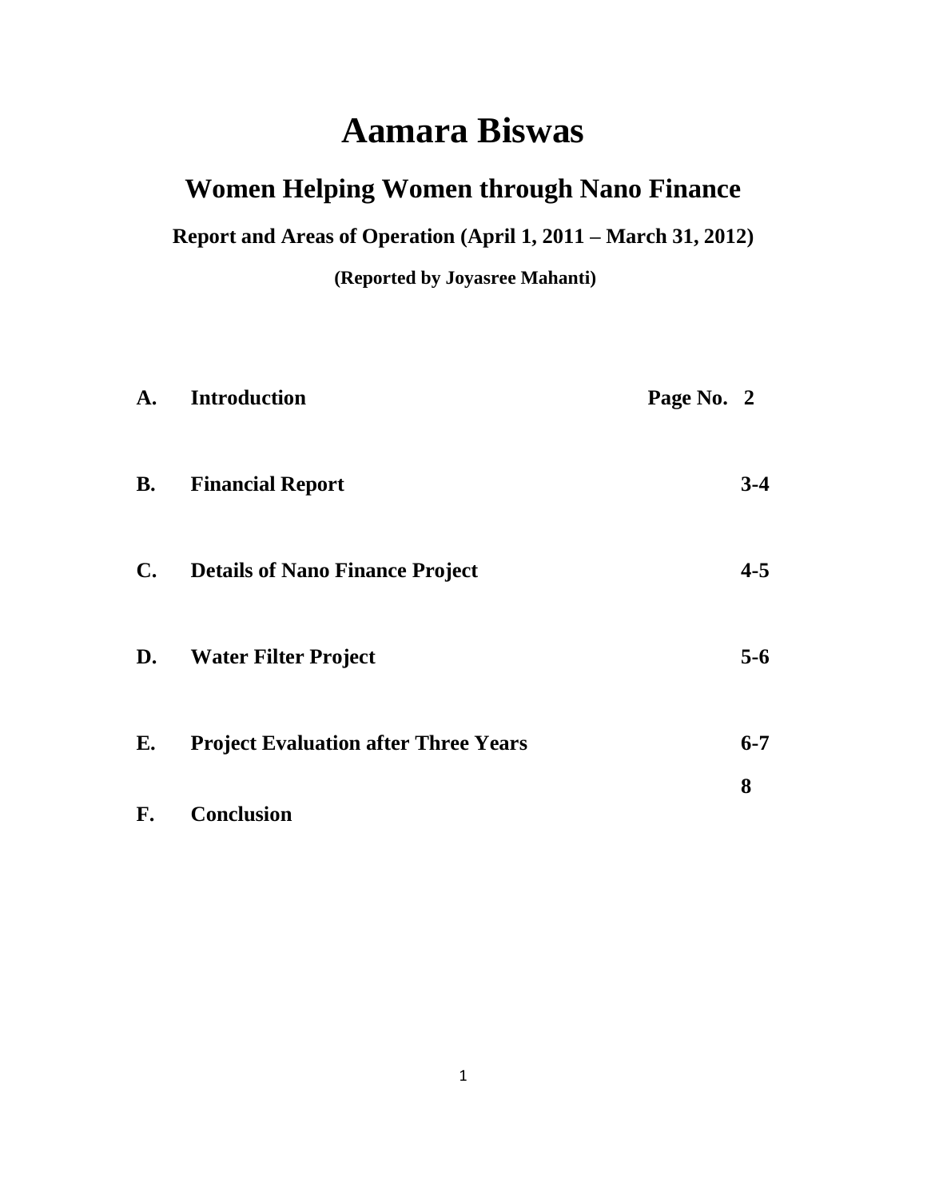# Aamara Biswas

## Women Helping Women through Nano Finance

### Report and Areas of Operation (April 1, 2011 – March 31, 2012)

**(Reported by Joyasree Mahanti)**

| | | Page No. |
|---|---|---|
| **A.** | **Introduction** | **2** |
| **B.** | **Financial Report** | **3-4** |
| **C.** | **Details of Nano Finance Project** | **4-5** |
| **D.** | **Water Filter Project** | **5-6** |
| **E.** | **Project Evaluation after Three Years** | **6-7** |
| **F.** | **Conclusion** | **8** |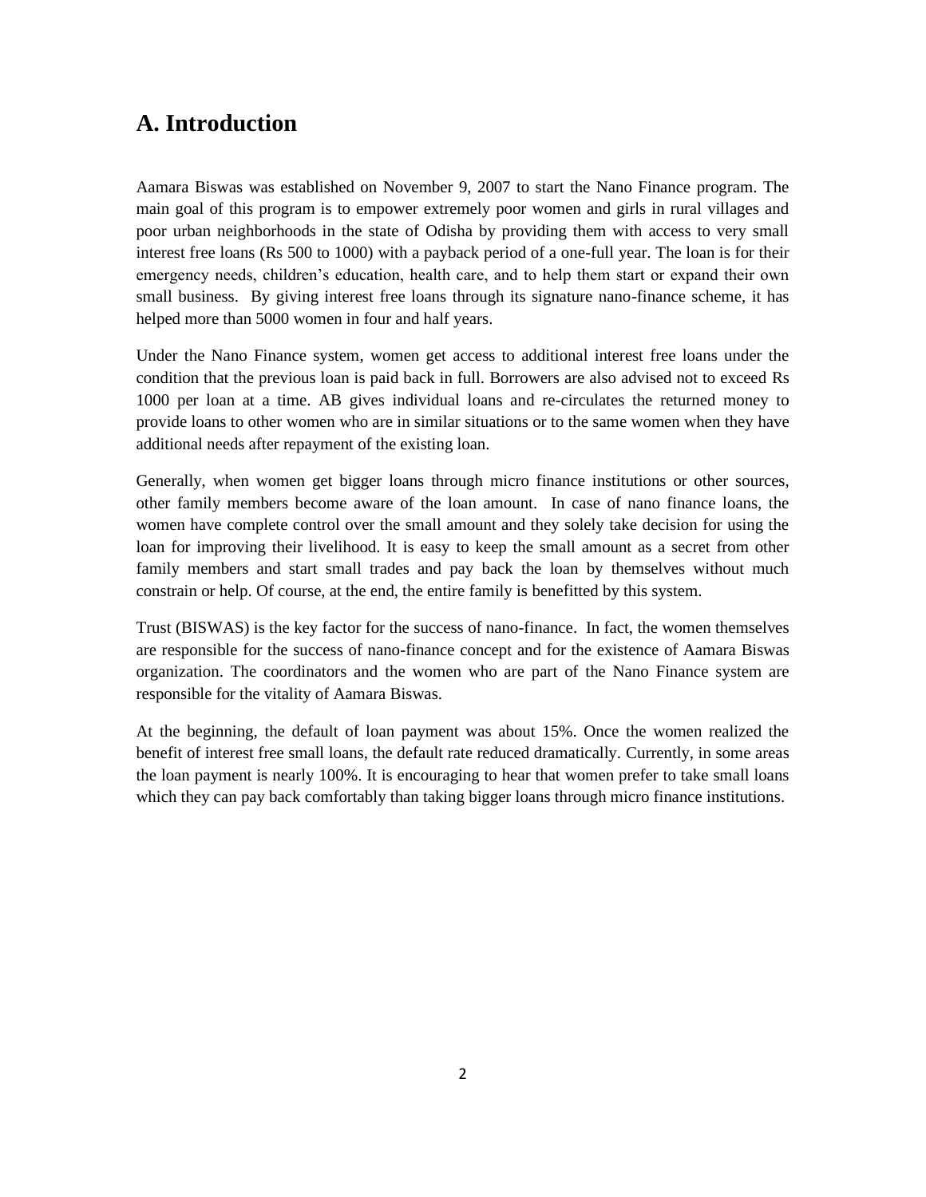# A. Introduction

Aamara Biswas was established on November 9, 2007 to start the Nano Finance program. The main goal of this program is to empower extremely poor women and girls in rural villages and poor urban neighborhoods in the state of Odisha by providing them with access to very small interest free loans (Rs 500 to 1000) with a payback period of a one-full year. The loan is for their emergency needs, children's education, health care, and to help them start or expand their own small business. By giving interest free loans through its signature nano-finance scheme, it has helped more than 5000 women in four and half years.

Under the Nano Finance system, women get access to additional interest free loans under the condition that the previous loan is paid back in full. Borrowers are also advised not to exceed Rs 1000 per loan at a time. AB gives individual loans and re-circulates the returned money to provide loans to other women who are in similar situations or to the same women when they have additional needs after repayment of the existing loan.

Generally, when women get bigger loans through micro finance institutions or other sources, other family members become aware of the loan amount. In case of nano finance loans, the women have complete control over the small amount and they solely take decision for using the loan for improving their livelihood. It is easy to keep the small amount as a secret from other family members and start small trades and pay back the loan by themselves without much constrain or help. Of course, at the end, the entire family is benefitted by this system.

Trust (BISWAS) is the key factor for the success of nano-finance. In fact, the women themselves are responsible for the success of nano-finance concept and for the existence of Aamara Biswas organization. The coordinators and the women who are part of the Nano Finance system are responsible for the vitality of Aamara Biswas.

At the beginning, the default of loan payment was about 15%. Once the women realized the benefit of interest free small loans, the default rate reduced dramatically. Currently, in some areas the loan payment is nearly 100%. It is encouraging to hear that women prefer to take small loans which they can pay back comfortably than taking bigger loans through micro finance institutions.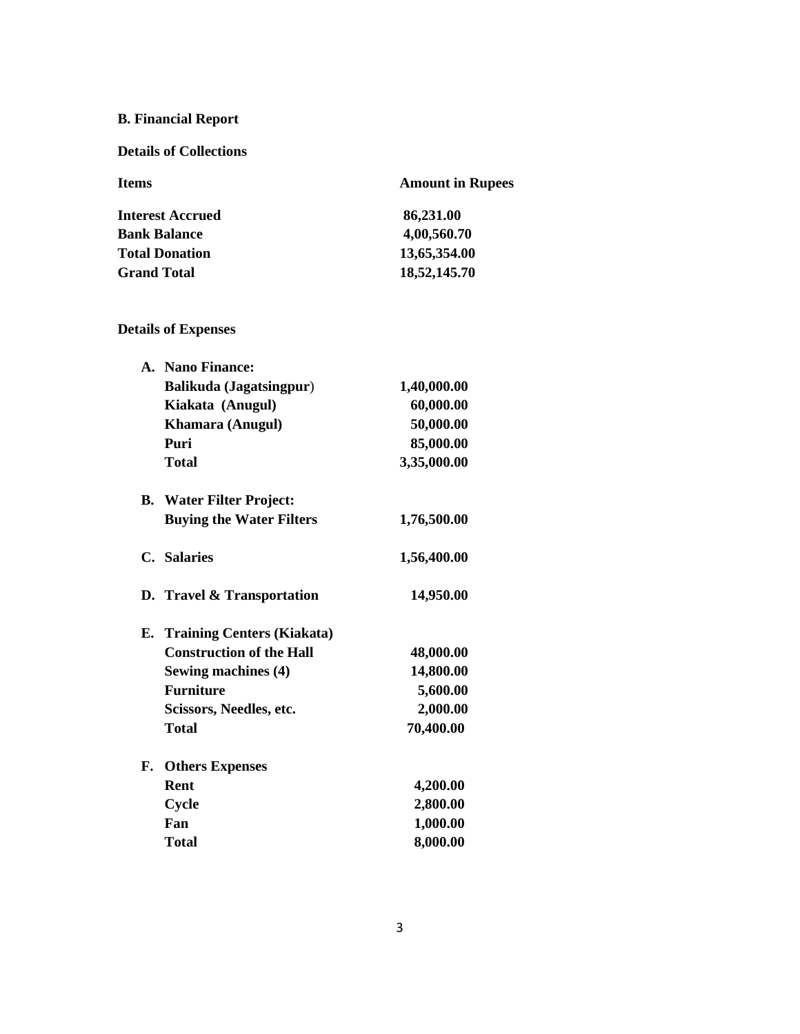## B. Financial Report

### Details of Collections

| Items | Amount in Rupees |
|---|---|
| **Interest Accrued** | **86,231.00** |
| **Bank Balance** | **4,00,560.70** |
| **Total Donation** | **13,65,354.00** |
| **Grand Total** | **18,52,145.70** |

### Details of Expenses

| | Items | Amount in Rupees |
|---|---|---|
| **A.** | **Nano Finance:** | |
| | **Balikuda (Jagatsingpur)** | **1,40,000.00** |
| | **Kiakata (Anugul)** | **60,000.00** |
| | **Khamara (Anugul)** | **50,000.00** |
| | **Puri** | **85,000.00** |
| | **Total** | **3,35,000.00** |
| **B.** | **Water Filter Project:** | |
| | **Buying the Water Filters** | **1,76,500.00** |
| **C.** | **Salaries** | **1,56,400.00** |
| **D.** | **Travel & Transportation** | **14,950.00** |
| **E.** | **Training Centers (Kiakata)** | |
| | **Construction of the Hall** | **48,000.00** |
| | **Sewing machines (4)** | **14,800.00** |
| | **Furniture** | **5,600.00** |
| | **Scissors, Needles, etc.** | **2,000.00** |
| | **Total** | **70,400.00** |
| **F.** | **Others Expenses** | |
| | **Rent** | **4,200.00** |
| | **Cycle** | **2,800.00** |
| | **Fan** | **1,000.00** |
| | **Total** | **8,000.00** |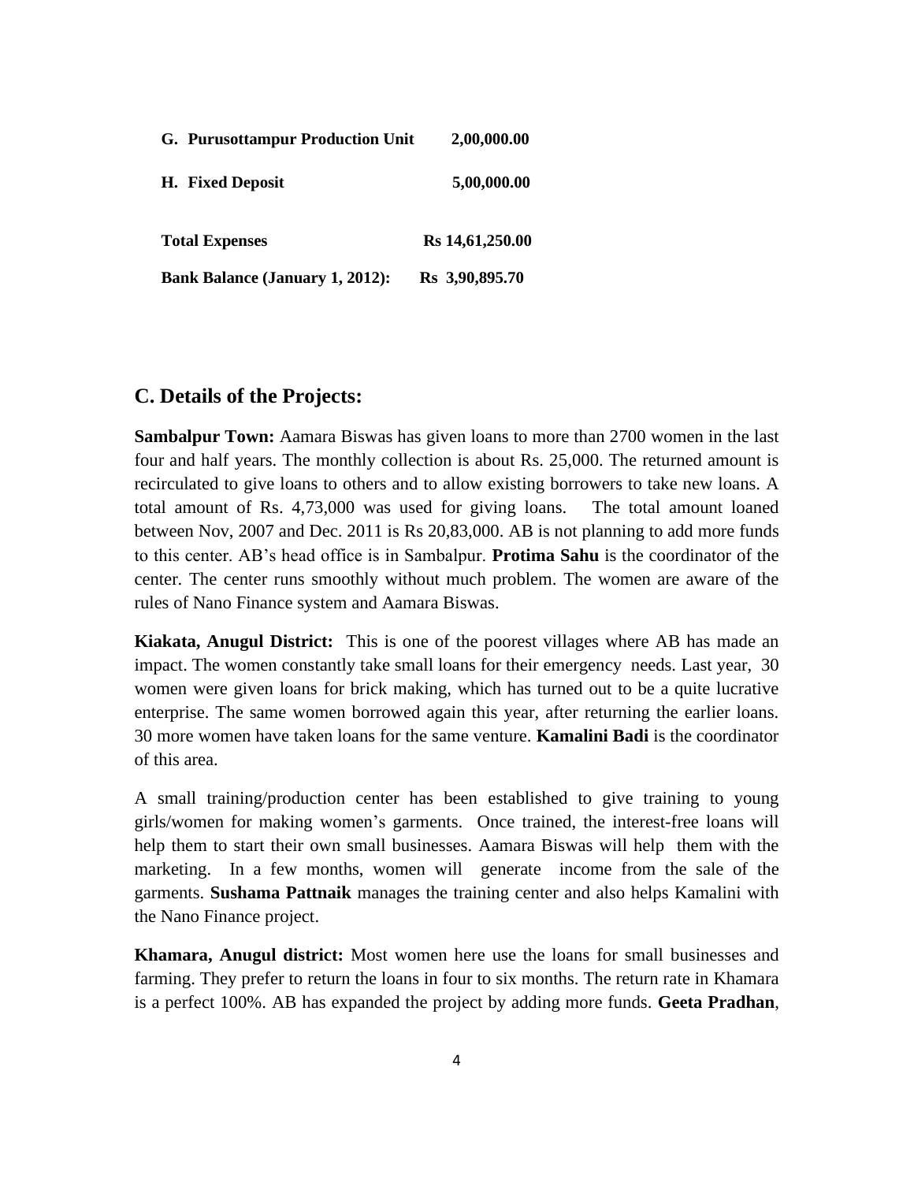| | |
|---|---|
| **G. Purusottampur Production Unit** | **2,00,000.00** |
| **H. Fixed Deposit** | **5,00,000.00** |
| **Total Expenses** | **Rs 14,61,250.00** |
| **Bank Balance (January 1, 2012):** | **Rs 3,90,895.70** |

## C. Details of the Projects:

**Sambalpur Town:** Aamara Biswas has given loans to more than 2700 women in the last four and half years. The monthly collection is about Rs. 25,000. The returned amount is recirculated to give loans to others and to allow existing borrowers to take new loans. A total amount of Rs. 4,73,000 was used for giving loans. The total amount loaned between Nov, 2007 and Dec. 2011 is Rs 20,83,000. AB is not planning to add more funds to this center. AB's head office is in Sambalpur. **Protima Sahu** is the coordinator of the center. The center runs smoothly without much problem. The women are aware of the rules of Nano Finance system and Aamara Biswas.

**Kiakata, Anugul District:** This is one of the poorest villages where AB has made an impact. The women constantly take small loans for their emergency needs. Last year, 30 women were given loans for brick making, which has turned out to be a quite lucrative enterprise. The same women borrowed again this year, after returning the earlier loans. 30 more women have taken loans for the same venture. **Kamalini Badi** is the coordinator of this area.

A small training/production center has been established to give training to young girls/women for making women's garments. Once trained, the interest-free loans will help them to start their own small businesses. Aamara Biswas will help them with the marketing. In a few months, women will generate income from the sale of the garments. **Sushama Pattnaik** manages the training center and also helps Kamalini with the Nano Finance project.

**Khamara, Anugul district:** Most women here use the loans for small businesses and farming. They prefer to return the loans in four to six months. The return rate in Khamara is a perfect 100%. AB has expanded the project by adding more funds. **Geeta Pradhan**,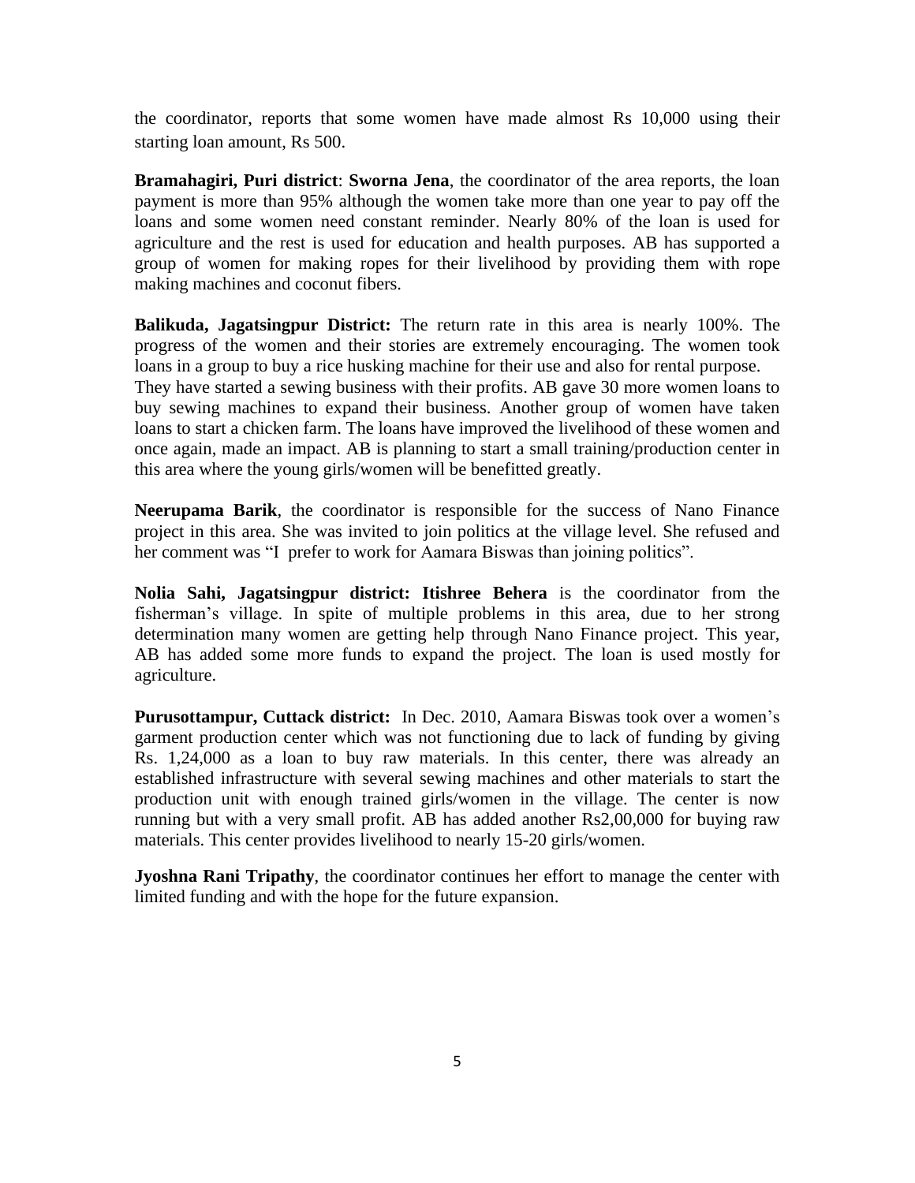the coordinator, reports that some women have made almost Rs 10,000 using their starting loan amount, Rs 500.

**Bramahagiri, Puri district**: **Sworna Jena**, the coordinator of the area reports, the loan payment is more than 95% although the women take more than one year to pay off the loans and some women need constant reminder. Nearly 80% of the loan is used for agriculture and the rest is used for education and health purposes. AB has supported a group of women for making ropes for their livelihood by providing them with rope making machines and coconut fibers.

**Balikuda, Jagatsingpur District:** The return rate in this area is nearly 100%. The progress of the women and their stories are extremely encouraging. The women took loans in a group to buy a rice husking machine for their use and also for rental purpose. They have started a sewing business with their profits. AB gave 30 more women loans to buy sewing machines to expand their business. Another group of women have taken loans to start a chicken farm. The loans have improved the livelihood of these women and once again, made an impact. AB is planning to start a small training/production center in this area where the young girls/women will be benefitted greatly.

**Neerupama Barik**, the coordinator is responsible for the success of Nano Finance project in this area. She was invited to join politics at the village level. She refused and her comment was "I prefer to work for Aamara Biswas than joining politics".

**Nolia Sahi, Jagatsingpur district: Itishree Behera** is the coordinator from the fisherman's village. In spite of multiple problems in this area, due to her strong determination many women are getting help through Nano Finance project. This year, AB has added some more funds to expand the project. The loan is used mostly for agriculture.

**Purusottampur, Cuttack district:** In Dec. 2010, Aamara Biswas took over a women's garment production center which was not functioning due to lack of funding by giving Rs. 1,24,000 as a loan to buy raw materials. In this center, there was already an established infrastructure with several sewing machines and other materials to start the production unit with enough trained girls/women in the village. The center is now running but with a very small profit. AB has added another Rs2,00,000 for buying raw materials. This center provides livelihood to nearly 15-20 girls/women.

**Jyoshna Rani Tripathy**, the coordinator continues her effort to manage the center with limited funding and with the hope for the future expansion.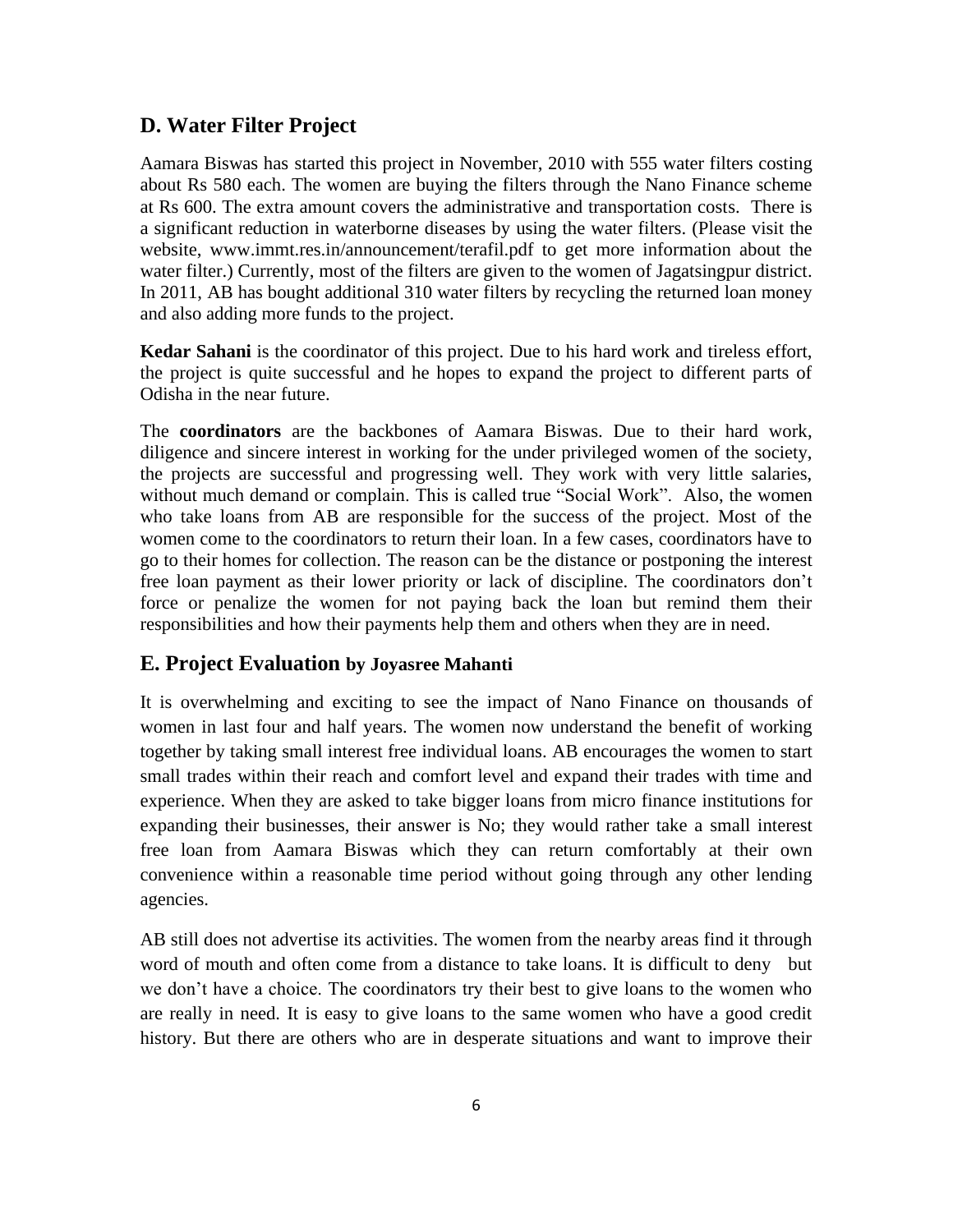## D. Water Filter Project

Aamara Biswas has started this project in November, 2010 with 555 water filters costing about Rs 580 each. The women are buying the filters through the Nano Finance scheme at Rs 600. The extra amount covers the administrative and transportation costs. There is a significant reduction in waterborne diseases by using the water filters. (Please visit the website, www.immt.res.in/announcement/terafil.pdf to get more information about the water filter.) Currently, most of the filters are given to the women of Jagatsingpur district. In 2011, AB has bought additional 310 water filters by recycling the returned loan money and also adding more funds to the project.

**Kedar Sahani** is the coordinator of this project. Due to his hard work and tireless effort, the project is quite successful and he hopes to expand the project to different parts of Odisha in the near future.

The **coordinators** are the backbones of Aamara Biswas. Due to their hard work, diligence and sincere interest in working for the under privileged women of the society, the projects are successful and progressing well. They work with very little salaries, without much demand or complain. This is called true "Social Work". Also, the women who take loans from AB are responsible for the success of the project. Most of the women come to the coordinators to return their loan. In a few cases, coordinators have to go to their homes for collection. The reason can be the distance or postponing the interest free loan payment as their lower priority or lack of discipline. The coordinators don't force or penalize the women for not paying back the loan but remind them their responsibilities and how their payments help them and others when they are in need.

## E. Project Evaluation by Joyasree Mahanti

It is overwhelming and exciting to see the impact of Nano Finance on thousands of women in last four and half years. The women now understand the benefit of working together by taking small interest free individual loans. AB encourages the women to start small trades within their reach and comfort level and expand their trades with time and experience. When they are asked to take bigger loans from micro finance institutions for expanding their businesses, their answer is No; they would rather take a small interest free loan from Aamara Biswas which they can return comfortably at their own convenience within a reasonable time period without going through any other lending agencies.

AB still does not advertise its activities. The women from the nearby areas find it through word of mouth and often come from a distance to take loans. It is difficult to deny but we don't have a choice. The coordinators try their best to give loans to the women who are really in need. It is easy to give loans to the same women who have a good credit history. But there are others who are in desperate situations and want to improve their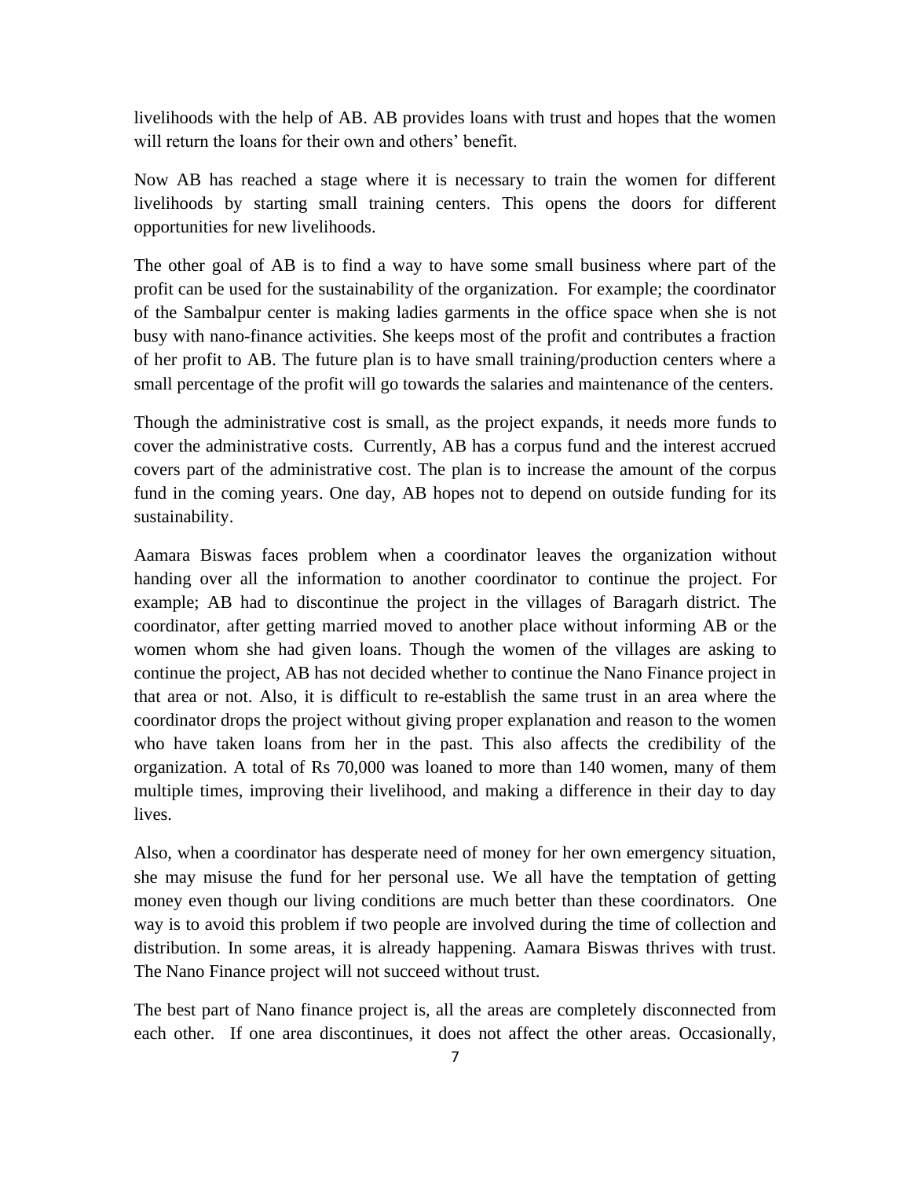livelihoods with the help of AB. AB provides loans with trust and hopes that the women will return the loans for their own and others' benefit.

Now AB has reached a stage where it is necessary to train the women for different livelihoods by starting small training centers. This opens the doors for different opportunities for new livelihoods.

The other goal of AB is to find a way to have some small business where part of the profit can be used for the sustainability of the organization. For example; the coordinator of the Sambalpur center is making ladies garments in the office space when she is not busy with nano-finance activities. She keeps most of the profit and contributes a fraction of her profit to AB. The future plan is to have small training/production centers where a small percentage of the profit will go towards the salaries and maintenance of the centers.

Though the administrative cost is small, as the project expands, it needs more funds to cover the administrative costs. Currently, AB has a corpus fund and the interest accrued covers part of the administrative cost. The plan is to increase the amount of the corpus fund in the coming years. One day, AB hopes not to depend on outside funding for its sustainability.

Aamara Biswas faces problem when a coordinator leaves the organization without handing over all the information to another coordinator to continue the project. For example; AB had to discontinue the project in the villages of Baragarh district. The coordinator, after getting married moved to another place without informing AB or the women whom she had given loans. Though the women of the villages are asking to continue the project, AB has not decided whether to continue the Nano Finance project in that area or not. Also, it is difficult to re-establish the same trust in an area where the coordinator drops the project without giving proper explanation and reason to the women who have taken loans from her in the past. This also affects the credibility of the organization. A total of Rs 70,000 was loaned to more than 140 women, many of them multiple times, improving their livelihood, and making a difference in their day to day lives.

Also, when a coordinator has desperate need of money for her own emergency situation, she may misuse the fund for her personal use. We all have the temptation of getting money even though our living conditions are much better than these coordinators. One way is to avoid this problem if two people are involved during the time of collection and distribution. In some areas, it is already happening. Aamara Biswas thrives with trust. The Nano Finance project will not succeed without trust.

The best part of Nano finance project is, all the areas are completely disconnected from each other. If one area discontinues, it does not affect the other areas. Occasionally,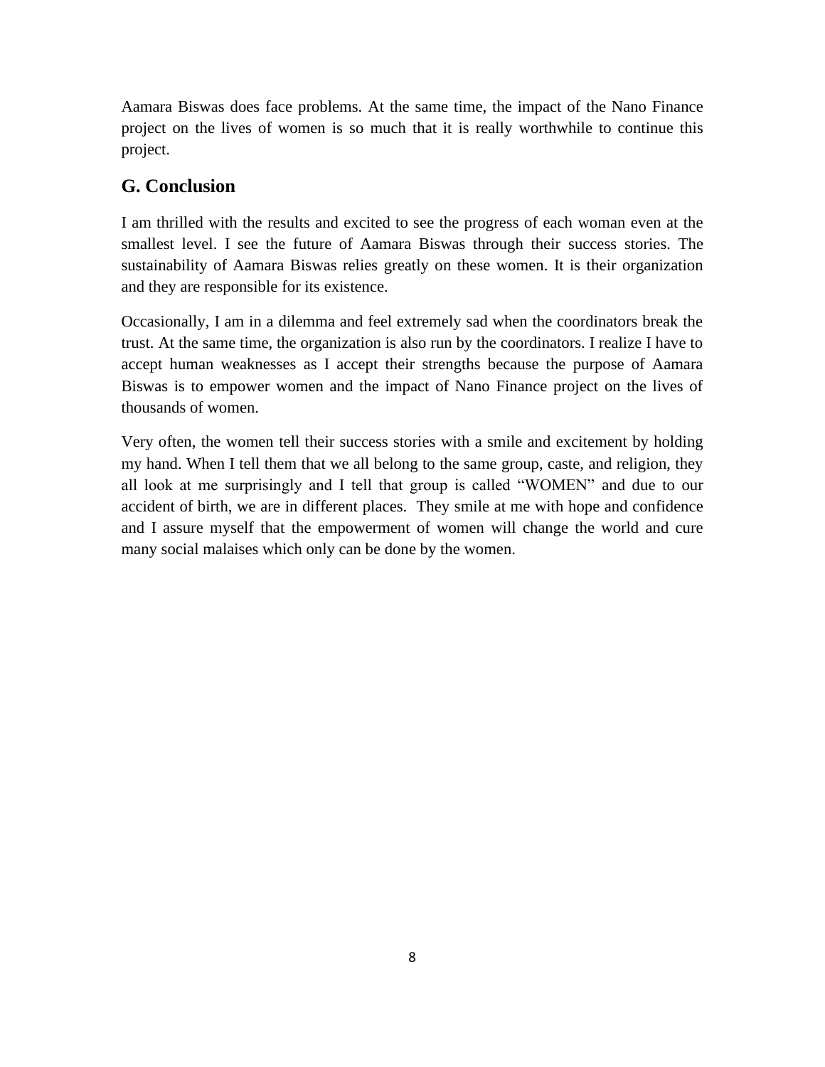Aamara Biswas does face problems. At the same time, the impact of the Nano Finance project on the lives of women is so much that it is really worthwhile to continue this project.

## G. Conclusion

I am thrilled with the results and excited to see the progress of each woman even at the smallest level. I see the future of Aamara Biswas through their success stories. The sustainability of Aamara Biswas relies greatly on these women. It is their organization and they are responsible for its existence.

Occasionally, I am in a dilemma and feel extremely sad when the coordinators break the trust. At the same time, the organization is also run by the coordinators. I realize I have to accept human weaknesses as I accept their strengths because the purpose of Aamara Biswas is to empower women and the impact of Nano Finance project on the lives of thousands of women.

Very often, the women tell their success stories with a smile and excitement by holding my hand. When I tell them that we all belong to the same group, caste, and religion, they all look at me surprisingly and I tell that group is called "WOMEN" and due to our accident of birth, we are in different places. They smile at me with hope and confidence and I assure myself that the empowerment of women will change the world and cure many social malaises which only can be done by the women.